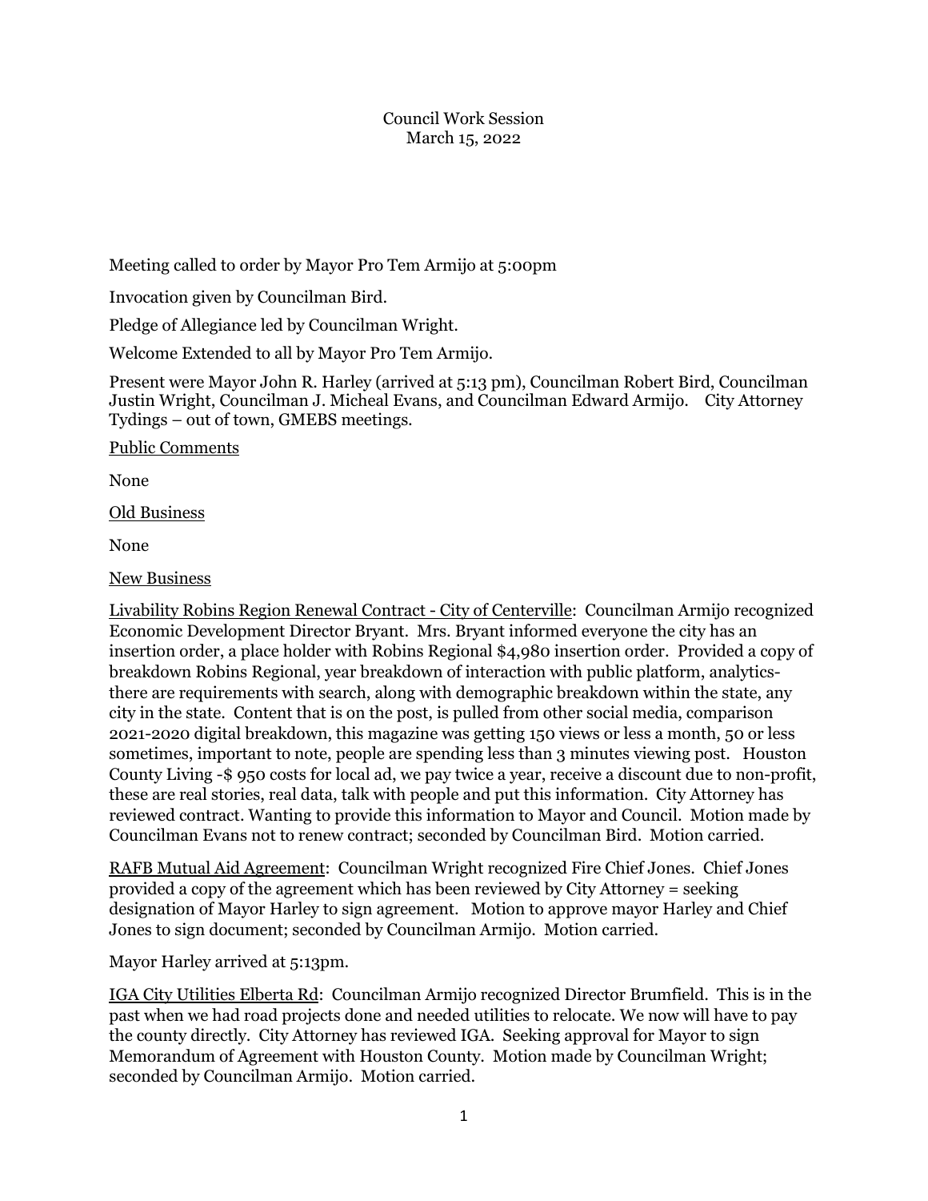Council Work Session

March 15, 2022

Meeting called to order by Mayor Pro Tem Armijo at 5:00pm

Invocation given by Councilman Bird.

Pledge of Allegiance led by Councilman Wright.

Welcome Extended to all by Mayor Pro Tem Armijo.

Present were Mayor John R. Harley (arrived at 5:13 pm), Councilman Robert Bird, Councilman Justin Wright, Councilman J. Micheal Evans, and Councilman Edward Armijo. City Attorney Tydings – out of town, GMEBS meetings.

<u>Public Comments</u>

None

<u>Old Business</u>

None

<u>New Business</u>

<u>Livability Robins Region Renewal Contract - City of Centerville</u>: Councilman Armijo recognized Economic Development Director Bryant. Mrs. Bryant informed everyone the city has an insertion order, a place holder with Robins Regional $4,980 insertion order. Provided a copy of breakdown Robins Regional, year breakdown of interaction with public platform, analytics- there are requirements with search, along with demographic breakdown within the state, any city in the state. Content that is on the post, is pulled from other social media, comparison 2021-2020 digital breakdown, this magazine was getting 150 views or less a month, 50 or less sometimes, important to note, people are spending less than 3 minutes viewing post. Houston County Living -$ 950 costs for local ad, we pay twice a year, receive a discount due to non-profit, these are real stories, real data, talk with people and put this information. City Attorney has reviewed contract. Wanting to provide this information to Mayor and Council. Motion made by Councilman Evans not to renew contract; seconded by Councilman Bird. Motion carried.

<u>RAFB Mutual Aid Agreement</u>: Councilman Wright recognized Fire Chief Jones. Chief Jones provided a copy of the agreement which has been reviewed by City Attorney = seeking designation of Mayor Harley to sign agreement. Motion to approve mayor Harley and Chief Jones to sign document; seconded by Councilman Armijo. Motion carried.

Mayor Harley arrived at 5:13pm.

<u>IGA City Utilities Elberta Rd</u>: Councilman Armijo recognized Director Brumfield. This is in the past when we had road projects done and needed utilities to relocate. We now will have to pay the county directly. City Attorney has reviewed IGA. Seeking approval for Mayor to sign Memorandum of Agreement with Houston County. Motion made by Councilman Wright; seconded by Councilman Armijo. Motion carried.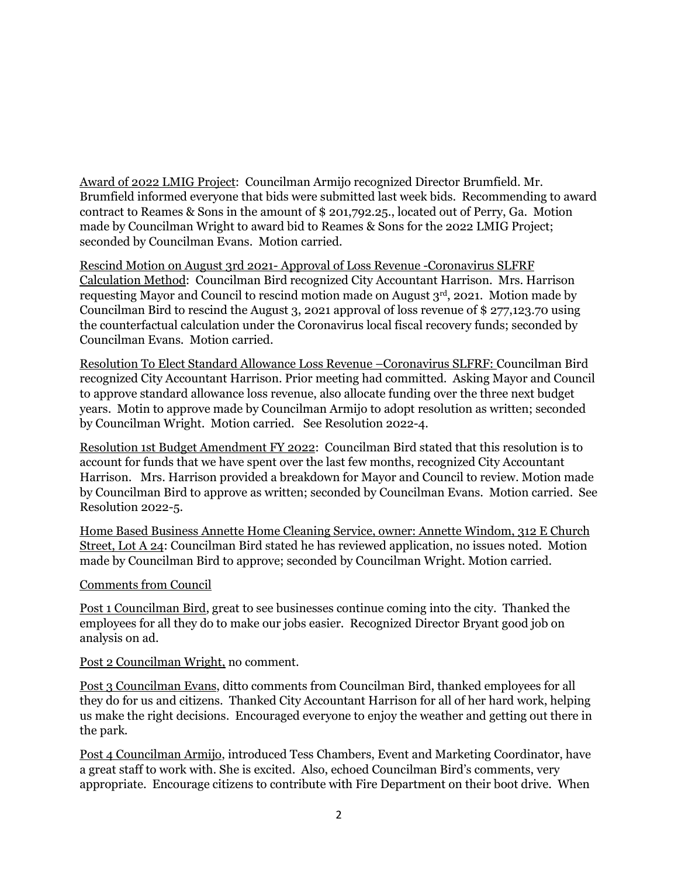Award of 2022 LMIG Project: Councilman Armijo recognized Director Brumfield. Mr. Brumfield informed everyone that bids were submitted last week bids. Recommending to award contract to Reames & Sons in the amount of $ 201,792.25., located out of Perry, Ga. Motion made by Councilman Wright to award bid to Reames & Sons for the 2022 LMIG Project; seconded by Councilman Evans. Motion carried.

Rescind Motion on August 3rd 2021- Approval of Loss Revenue -Coronavirus SLFRF Calculation Method: Councilman Bird recognized City Accountant Harrison. Mrs. Harrison requesting Mayor and Council to rescind motion made on August 3rd, 2021. Motion made by Councilman Bird to rescind the August 3, 2021 approval of loss revenue of $ 277,123.70 using the counterfactual calculation under the Coronavirus local fiscal recovery funds; seconded by Councilman Evans. Motion carried.

Resolution To Elect Standard Allowance Loss Revenue –Coronavirus SLFRF: Councilman Bird recognized City Accountant Harrison. Prior meeting had committed. Asking Mayor and Council to approve standard allowance loss revenue, also allocate funding over the three next budget years. Motin to approve made by Councilman Armijo to adopt resolution as written; seconded by Councilman Wright. Motion carried. See Resolution 2022-4.

Resolution 1st Budget Amendment FY 2022: Councilman Bird stated that this resolution is to account for funds that we have spent over the last few months, recognized City Accountant Harrison. Mrs. Harrison provided a breakdown for Mayor and Council to review. Motion made by Councilman Bird to approve as written; seconded by Councilman Evans. Motion carried. See Resolution 2022-5.

Home Based Business Annette Home Cleaning Service, owner: Annette Windom, 312 E Church Street, Lot A 24: Councilman Bird stated he has reviewed application, no issues noted. Motion made by Councilman Bird to approve; seconded by Councilman Wright. Motion carried.

Comments from Council

Post 1 Councilman Bird, great to see businesses continue coming into the city. Thanked the employees for all they do to make our jobs easier. Recognized Director Bryant good job on analysis on ad.

Post 2 Councilman Wright, no comment.

Post 3 Councilman Evans, ditto comments from Councilman Bird, thanked employees for all they do for us and citizens. Thanked City Accountant Harrison for all of her hard work, helping us make the right decisions. Encouraged everyone to enjoy the weather and getting out there in the park.

Post 4 Councilman Armijo, introduced Tess Chambers, Event and Marketing Coordinator, have a great staff to work with. She is excited. Also, echoed Councilman Bird's comments, very appropriate. Encourage citizens to contribute with Fire Department on their boot drive. When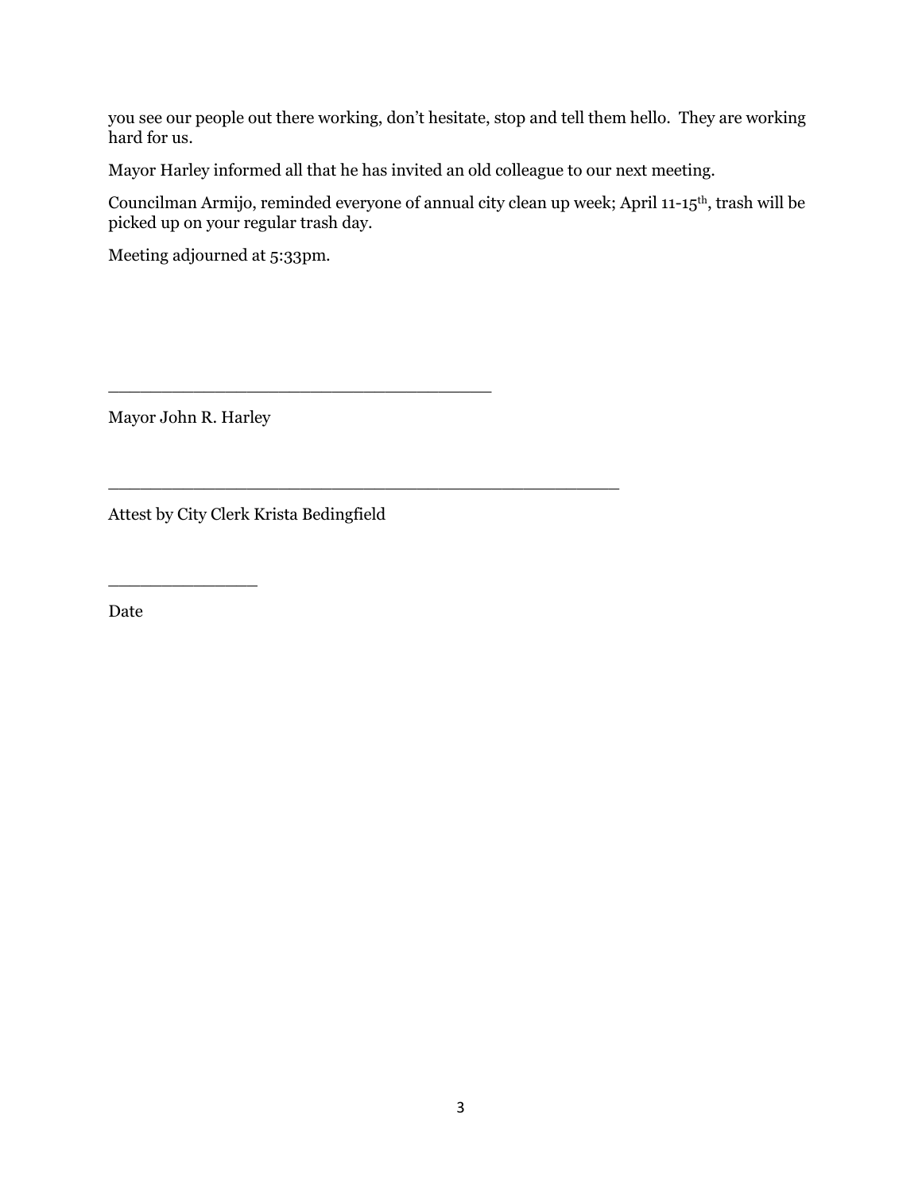you see our people out there working, don't hesitate, stop and tell them hello. They are working hard for us.

Mayor Harley informed all that he has invited an old colleague to our next meeting.

Councilman Armijo, reminded everyone of annual city clean up week; April 11-15th, trash will be picked up on your regular trash day.

Meeting adjourned at 5:33pm.

______________________________________

Mayor John R. Harley

__________________________________________________

Attest by City Clerk Krista Bedingfield

______________

Date